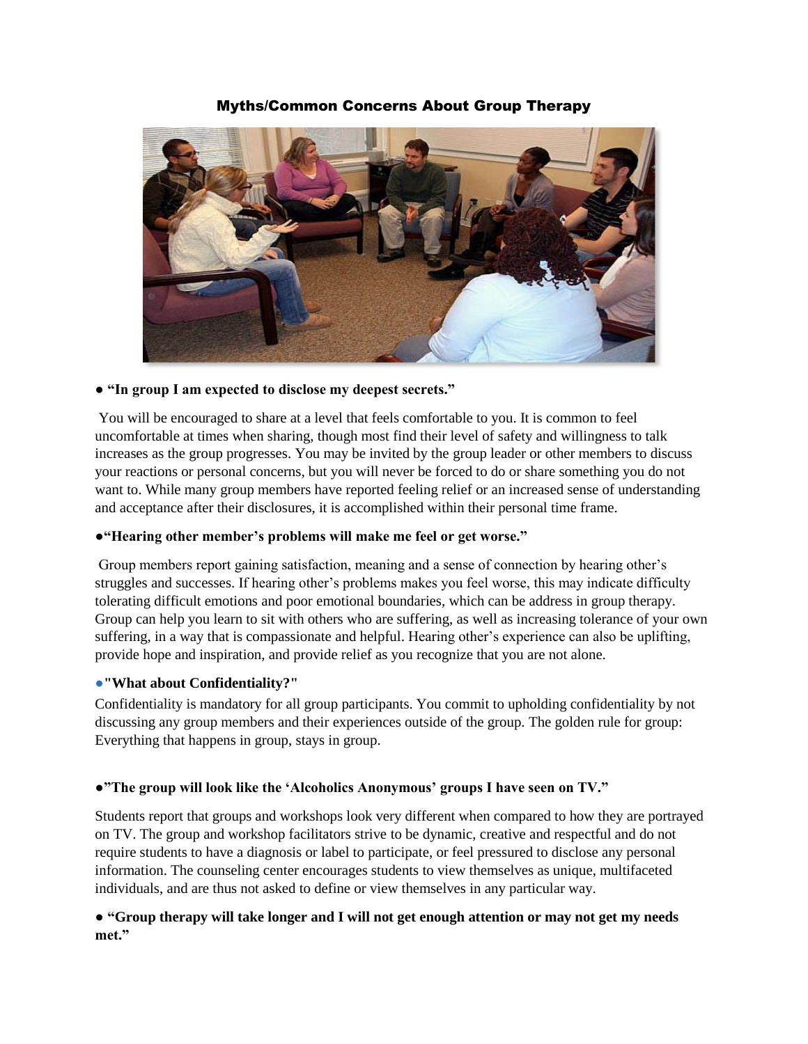# Myths/Common Concerns About Group Therapy

● **"In group I am expected to disclose my deepest secrets."**

You will be encouraged to share at a level that feels comfortable to you. It is common to feel uncomfortable at times when sharing, though most find their level of safety and willingness to talk increases as the group progresses. You may be invited by the group leader or other members to discuss your reactions or personal concerns, but you will never be forced to do or share something you do not want to. While many group members have reported feeling relief or an increased sense of understanding and acceptance after their disclosures, it is accomplished within their personal time frame.

●**"Hearing other member's problems will make me feel or get worse."**

Group members report gaining satisfaction, meaning and a sense of connection by hearing other's struggles and successes. If hearing other's problems makes you feel worse, this may indicate difficulty tolerating difficult emotions and poor emotional boundaries, which can be address in group therapy. Group can help you learn to sit with others who are suffering, as well as increasing tolerance of your own suffering, in a way that is compassionate and helpful. Hearing other's experience can also be uplifting, provide hope and inspiration, and provide relief as you recognize that you are not alone.

●**"What about Confidentiality?"**

Confidentiality is mandatory for all group participants. You commit to upholding confidentiality by not discussing any group members and their experiences outside of the group. The golden rule for group: Everything that happens in group, stays in group.

●**"The group will look like the 'Alcoholics Anonymous' groups I have seen on TV."**

Students report that groups and workshops look very different when compared to how they are portrayed on TV. The group and workshop facilitators strive to be dynamic, creative and respectful and do not require students to have a diagnosis or label to participate, or feel pressured to disclose any personal information. The counseling center encourages students to view themselves as unique, multifaceted individuals, and are thus not asked to define or view themselves in any particular way.

● **"Group therapy will take longer and I will not get enough attention or may not get my needs met."**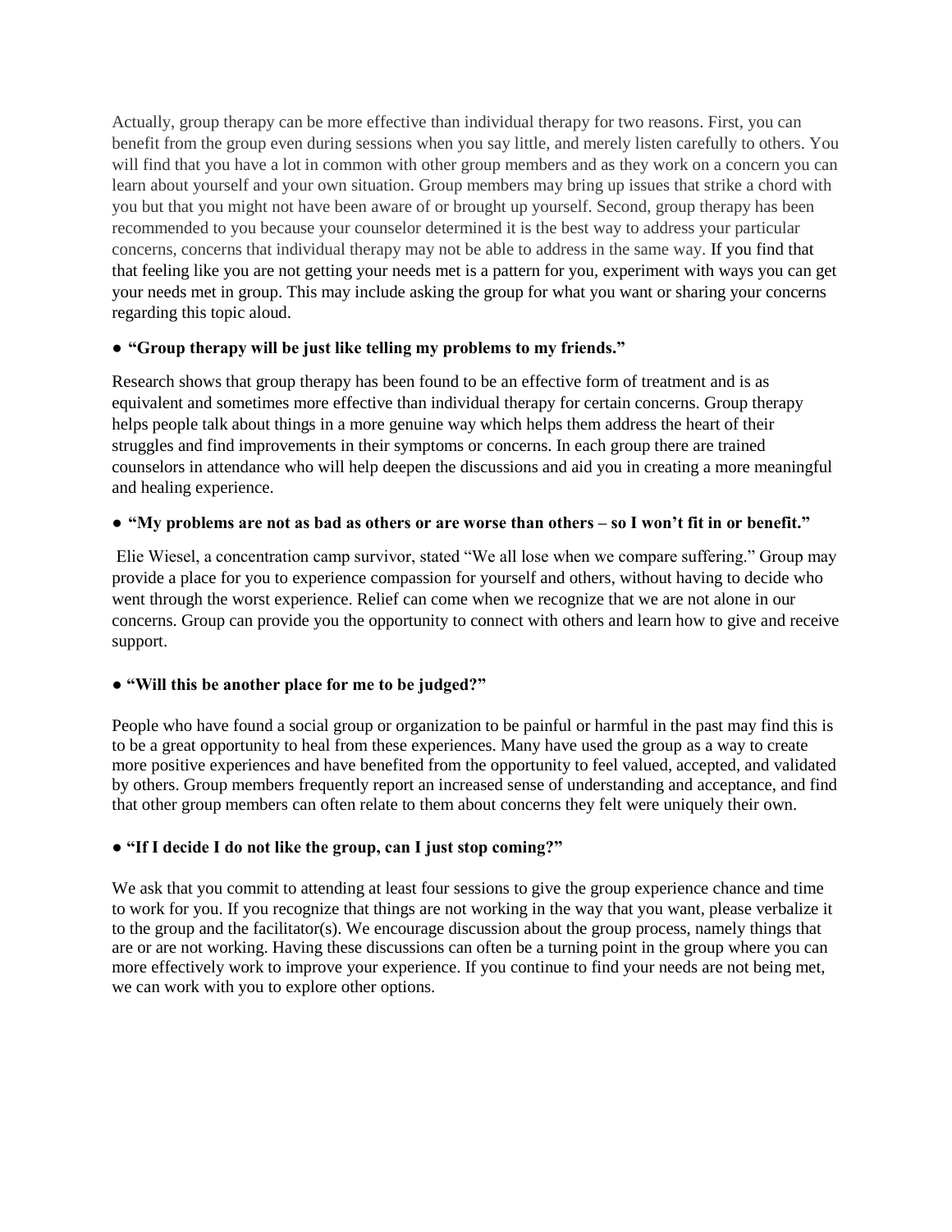Actually, group therapy can be more effective than individual therapy for two reasons. First, you can benefit from the group even during sessions when you say little, and merely listen carefully to others. You will find that you have a lot in common with other group members and as they work on a concern you can learn about yourself and your own situation. Group members may bring up issues that strike a chord with you but that you might not have been aware of or brought up yourself. Second, group therapy has been recommended to you because your counselor determined it is the best way to address your particular concerns, concerns that individual therapy may not be able to address in the same way. If you find that that feeling like you are not getting your needs met is a pattern for you, experiment with ways you can get your needs met in group. This may include asking the group for what you want or sharing your concerns regarding this topic aloud.

● **"Group therapy will be just like telling my problems to my friends."**

Research shows that group therapy has been found to be an effective form of treatment and is as equivalent and sometimes more effective than individual therapy for certain concerns. Group therapy helps people talk about things in a more genuine way which helps them address the heart of their struggles and find improvements in their symptoms or concerns. In each group there are trained counselors in attendance who will help deepen the discussions and aid you in creating a more meaningful and healing experience.

● **"My problems are not as bad as others or are worse than others – so I won't fit in or benefit."**

Elie Wiesel, a concentration camp survivor, stated "We all lose when we compare suffering." Group may provide a place for you to experience compassion for yourself and others, without having to decide who went through the worst experience. Relief can come when we recognize that we are not alone in our concerns. Group can provide you the opportunity to connect with others and learn how to give and receive support.

● **"Will this be another place for me to be judged?"**

People who have found a social group or organization to be painful or harmful in the past may find this is to be a great opportunity to heal from these experiences. Many have used the group as a way to create more positive experiences and have benefited from the opportunity to feel valued, accepted, and validated by others. Group members frequently report an increased sense of understanding and acceptance, and find that other group members can often relate to them about concerns they felt were uniquely their own.

● **"If I decide I do not like the group, can I just stop coming?"**

We ask that you commit to attending at least four sessions to give the group experience chance and time to work for you. If you recognize that things are not working in the way that you want, please verbalize it to the group and the facilitator(s). We encourage discussion about the group process, namely things that are or are not working. Having these discussions can often be a turning point in the group where you can more effectively work to improve your experience. If you continue to find your needs are not being met, we can work with you to explore other options.